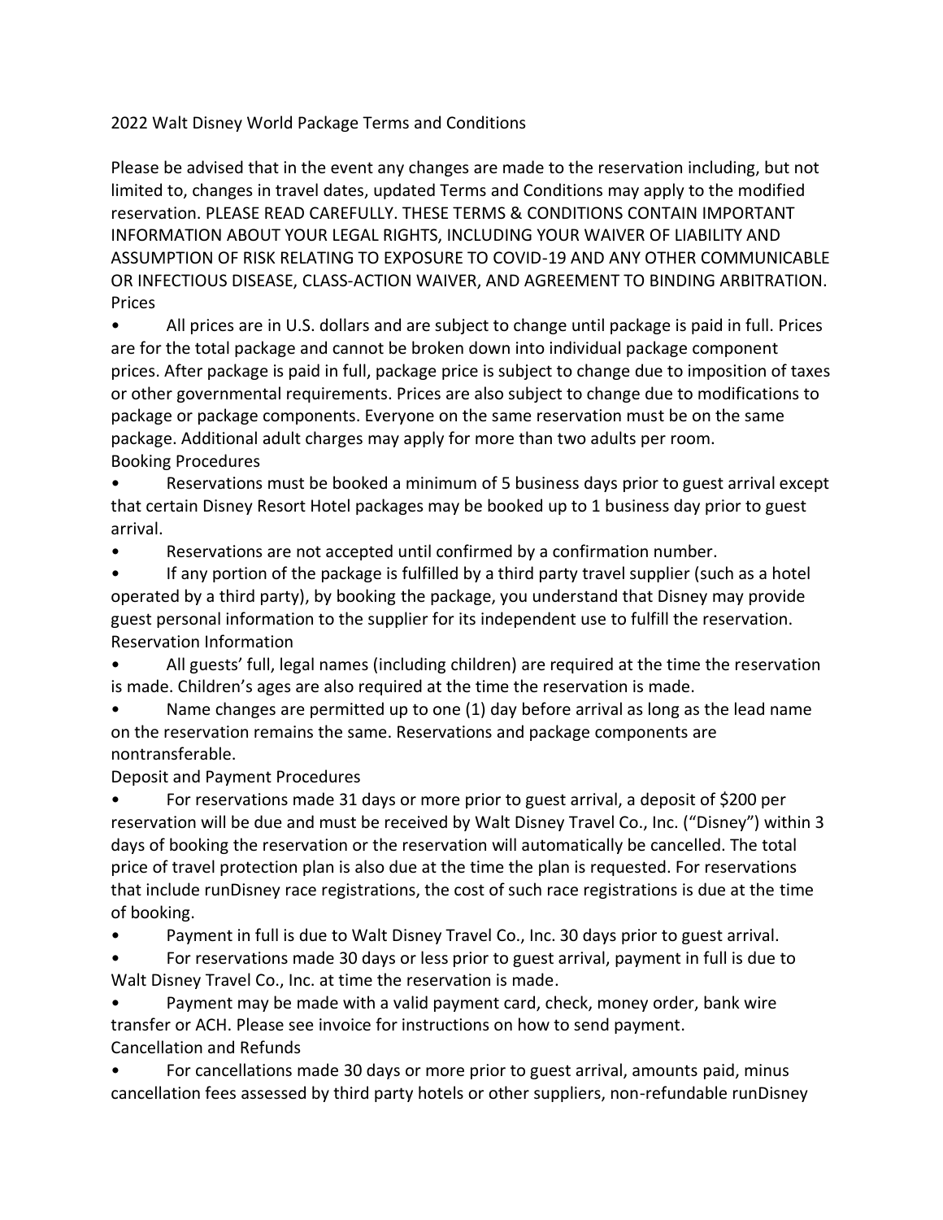# 2022 Walt Disney World Package Terms and Conditions

Please be advised that in the event any changes are made to the reservation including, but not limited to, changes in travel dates, updated Terms and Conditions may apply to the modified reservation. PLEASE READ CAREFULLY. THESE TERMS & CONDITIONS CONTAIN IMPORTANT INFORMATION ABOUT YOUR LEGAL RIGHTS, INCLUDING YOUR WAIVER OF LIABILITY AND ASSUMPTION OF RISK RELATING TO EXPOSURE TO COVID-19 AND ANY OTHER COMMUNICABLE OR INFECTIOUS DISEASE, CLASS-ACTION WAIVER, AND AGREEMENT TO BINDING ARBITRATION.

## Prices

- All prices are in U.S. dollars and are subject to change until package is paid in full. Prices are for the total package and cannot be broken down into individual package component prices. After package is paid in full, package price is subject to change due to imposition of taxes or other governmental requirements. Prices are also subject to change due to modifications to package or package components. Everyone on the same reservation must be on the same package. Additional adult charges may apply for more than two adults per room.

## Booking Procedures

- Reservations must be booked a minimum of 5 business days prior to guest arrival except that certain Disney Resort Hotel packages may be booked up to 1 business day prior to guest arrival.
- Reservations are not accepted until confirmed by a confirmation number.
- If any portion of the package is fulfilled by a third party travel supplier (such as a hotel operated by a third party), by booking the package, you understand that Disney may provide guest personal information to the supplier for its independent use to fulfill the reservation.

## Reservation Information

- All guests' full, legal names (including children) are required at the time the reservation is made. Children's ages are also required at the time the reservation is made.
- Name changes are permitted up to one (1) day before arrival as long as the lead name on the reservation remains the same. Reservations and package components are nontransferable.

## Deposit and Payment Procedures

- For reservations made 31 days or more prior to guest arrival, a deposit of $200 per reservation will be due and must be received by Walt Disney Travel Co., Inc. ("Disney") within 3 days of booking the reservation or the reservation will automatically be cancelled. The total price of travel protection plan is also due at the time the plan is requested. For reservations that include runDisney race registrations, the cost of such race registrations is due at the time of booking.
- Payment in full is due to Walt Disney Travel Co., Inc. 30 days prior to guest arrival.
- For reservations made 30 days or less prior to guest arrival, payment in full is due to Walt Disney Travel Co., Inc. at time the reservation is made.
- Payment may be made with a valid payment card, check, money order, bank wire transfer or ACH. Please see invoice for instructions on how to send payment.

## Cancellation and Refunds

- For cancellations made 30 days or more prior to guest arrival, amounts paid, minus cancellation fees assessed by third party hotels or other suppliers, non-refundable runDisney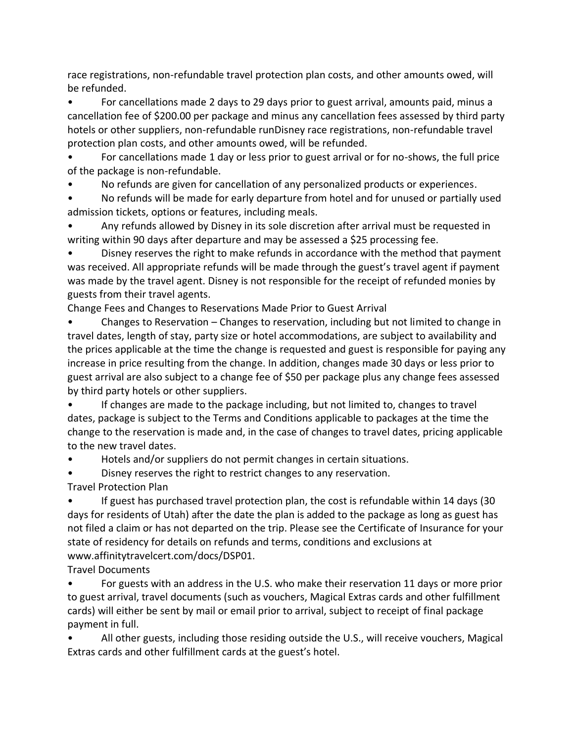race registrations, non-refundable travel protection plan costs, and other amounts owed, will be refunded.

- For cancellations made 2 days to 29 days prior to guest arrival, amounts paid, minus a cancellation fee of $200.00 per package and minus any cancellation fees assessed by third party hotels or other suppliers, non-refundable runDisney race registrations, non-refundable travel protection plan costs, and other amounts owed, will be refunded.
- For cancellations made 1 day or less prior to guest arrival or for no-shows, the full price of the package is non-refundable.
- No refunds are given for cancellation of any personalized products or experiences.
- No refunds will be made for early departure from hotel and for unused or partially used admission tickets, options or features, including meals.
- Any refunds allowed by Disney in its sole discretion after arrival must be requested in writing within 90 days after departure and may be assessed a $25 processing fee.
- Disney reserves the right to make refunds in accordance with the method that payment was received. All appropriate refunds will be made through the guest's travel agent if payment was made by the travel agent. Disney is not responsible for the receipt of refunded monies by guests from their travel agents.

Change Fees and Changes to Reservations Made Prior to Guest Arrival

- Changes to Reservation – Changes to reservation, including but not limited to change in travel dates, length of stay, party size or hotel accommodations, are subject to availability and the prices applicable at the time the change is requested and guest is responsible for paying any increase in price resulting from the change. In addition, changes made 30 days or less prior to guest arrival are also subject to a change fee of $50 per package plus any change fees assessed by third party hotels or other suppliers.
- If changes are made to the package including, but not limited to, changes to travel dates, package is subject to the Terms and Conditions applicable to packages at the time the change to the reservation is made and, in the case of changes to travel dates, pricing applicable to the new travel dates.
- Hotels and/or suppliers do not permit changes in certain situations.
- Disney reserves the right to restrict changes to any reservation.

Travel Protection Plan

- If guest has purchased travel protection plan, the cost is refundable within 14 days (30 days for residents of Utah) after the date the plan is added to the package as long as guest has not filed a claim or has not departed on the trip. Please see the Certificate of Insurance for your state of residency for details on refunds and terms, conditions and exclusions at www.affinitytravelcert.com/docs/DSP01.

Travel Documents

- For guests with an address in the U.S. who make their reservation 11 days or more prior to guest arrival, travel documents (such as vouchers, Magical Extras cards and other fulfillment cards) will either be sent by mail or email prior to arrival, subject to receipt of final package payment in full.
- All other guests, including those residing outside the U.S., will receive vouchers, Magical Extras cards and other fulfillment cards at the guest's hotel.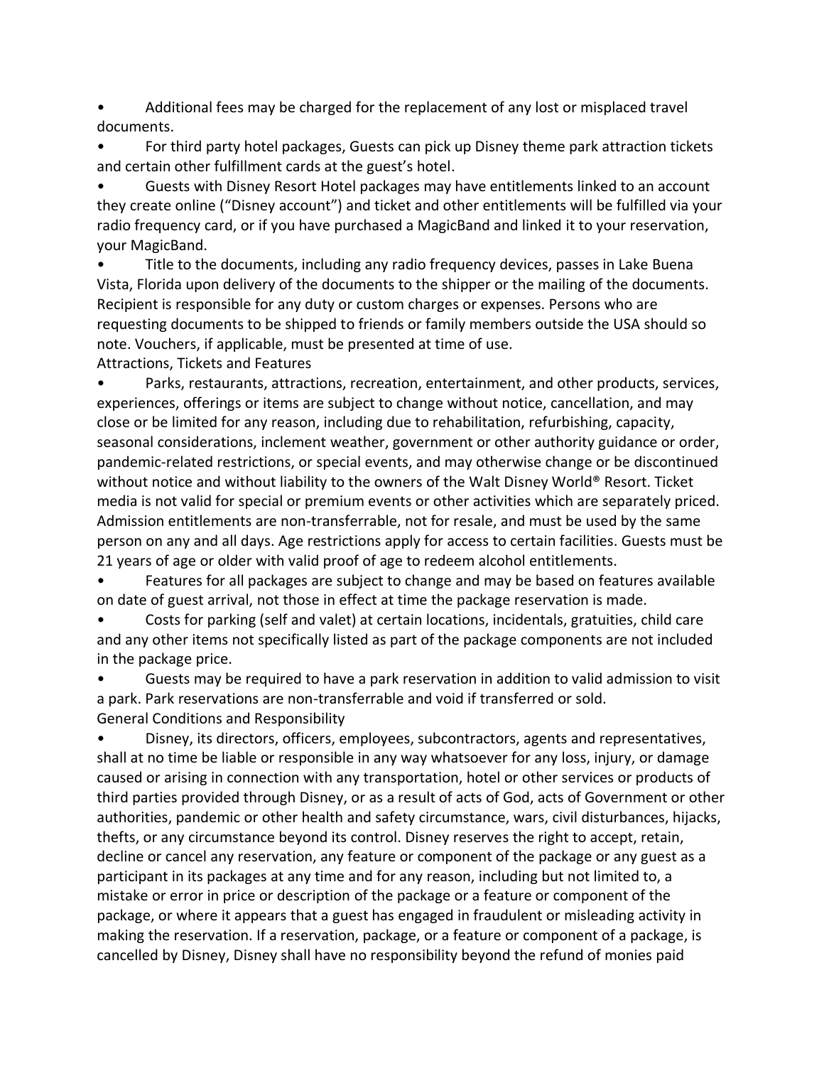- Additional fees may be charged for the replacement of any lost or misplaced travel documents.
- For third party hotel packages, Guests can pick up Disney theme park attraction tickets and certain other fulfillment cards at the guest's hotel.
- Guests with Disney Resort Hotel packages may have entitlements linked to an account they create online ("Disney account") and ticket and other entitlements will be fulfilled via your radio frequency card, or if you have purchased a MagicBand and linked it to your reservation, your MagicBand.
- Title to the documents, including any radio frequency devices, passes in Lake Buena Vista, Florida upon delivery of the documents to the shipper or the mailing of the documents. Recipient is responsible for any duty or custom charges or expenses. Persons who are requesting documents to be shipped to friends or family members outside the USA should so note. Vouchers, if applicable, must be presented at time of use.

Attractions, Tickets and Features

- Parks, restaurants, attractions, recreation, entertainment, and other products, services, experiences, offerings or items are subject to change without notice, cancellation, and may close or be limited for any reason, including due to rehabilitation, refurbishing, capacity, seasonal considerations, inclement weather, government or other authority guidance or order, pandemic-related restrictions, or special events, and may otherwise change or be discontinued without notice and without liability to the owners of the Walt Disney World® Resort. Ticket media is not valid for special or premium events or other activities which are separately priced. Admission entitlements are non-transferrable, not for resale, and must be used by the same person on any and all days. Age restrictions apply for access to certain facilities. Guests must be 21 years of age or older with valid proof of age to redeem alcohol entitlements.
- Features for all packages are subject to change and may be based on features available on date of guest arrival, not those in effect at time the package reservation is made.
- Costs for parking (self and valet) at certain locations, incidentals, gratuities, child care and any other items not specifically listed as part of the package components are not included in the package price.
- Guests may be required to have a park reservation in addition to valid admission to visit a park. Park reservations are non-transferrable and void if transferred or sold.

General Conditions and Responsibility

- Disney, its directors, officers, employees, subcontractors, agents and representatives, shall at no time be liable or responsible in any way whatsoever for any loss, injury, or damage caused or arising in connection with any transportation, hotel or other services or products of third parties provided through Disney, or as a result of acts of God, acts of Government or other authorities, pandemic or other health and safety circumstance, wars, civil disturbances, hijacks, thefts, or any circumstance beyond its control. Disney reserves the right to accept, retain, decline or cancel any reservation, any feature or component of the package or any guest as a participant in its packages at any time and for any reason, including but not limited to, a mistake or error in price or description of the package or a feature or component of the package, or where it appears that a guest has engaged in fraudulent or misleading activity in making the reservation. If a reservation, package, or a feature or component of a package, is cancelled by Disney, Disney shall have no responsibility beyond the refund of monies paid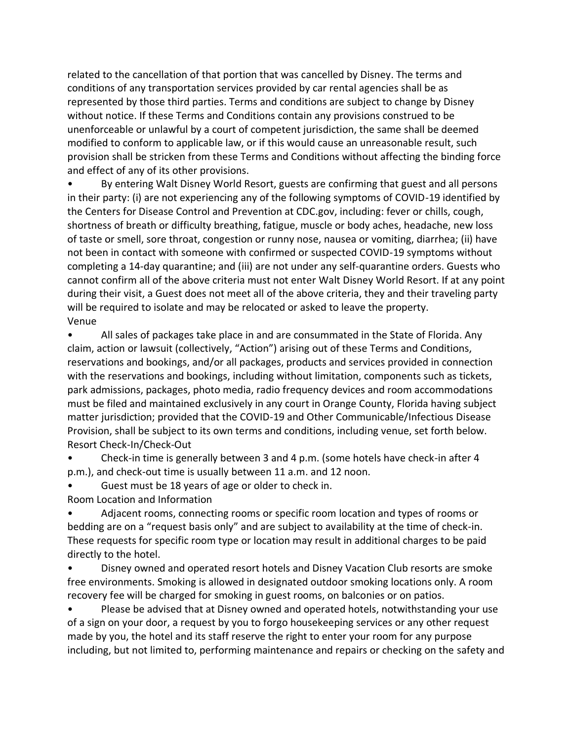related to the cancellation of that portion that was cancelled by Disney. The terms and conditions of any transportation services provided by car rental agencies shall be as represented by those third parties. Terms and conditions are subject to change by Disney without notice. If these Terms and Conditions contain any provisions construed to be unenforceable or unlawful by a court of competent jurisdiction, the same shall be deemed modified to conform to applicable law, or if this would cause an unreasonable result, such provision shall be stricken from these Terms and Conditions without affecting the binding force and effect of any of its other provisions.

- By entering Walt Disney World Resort, guests are confirming that guest and all persons in their party: (i) are not experiencing any of the following symptoms of COVID-19 identified by the Centers for Disease Control and Prevention at CDC.gov, including: fever or chills, cough, shortness of breath or difficulty breathing, fatigue, muscle or body aches, headache, new loss of taste or smell, sore throat, congestion or runny nose, nausea or vomiting, diarrhea; (ii) have not been in contact with someone with confirmed or suspected COVID-19 symptoms without completing a 14-day quarantine; and (iii) are not under any self-quarantine orders. Guests who cannot confirm all of the above criteria must not enter Walt Disney World Resort. If at any point during their visit, a Guest does not meet all of the above criteria, they and their traveling party will be required to isolate and may be relocated or asked to leave the property.

Venue

- All sales of packages take place in and are consummated in the State of Florida. Any claim, action or lawsuit (collectively, "Action") arising out of these Terms and Conditions, reservations and bookings, and/or all packages, products and services provided in connection with the reservations and bookings, including without limitation, components such as tickets, park admissions, packages, photo media, radio frequency devices and room accommodations must be filed and maintained exclusively in any court in Orange County, Florida having subject matter jurisdiction; provided that the COVID-19 and Other Communicable/Infectious Disease Provision, shall be subject to its own terms and conditions, including venue, set forth below.

Resort Check-In/Check-Out

- Check-in time is generally between 3 and 4 p.m. (some hotels have check-in after 4 p.m.), and check-out time is usually between 11 a.m. and 12 noon.
- Guest must be 18 years of age or older to check in.

Room Location and Information

- Adjacent rooms, connecting rooms or specific room location and types of rooms or bedding are on a "request basis only" and are subject to availability at the time of check-in. These requests for specific room type or location may result in additional charges to be paid directly to the hotel.
- Disney owned and operated resort hotels and Disney Vacation Club resorts are smoke free environments. Smoking is allowed in designated outdoor smoking locations only. A room recovery fee will be charged for smoking in guest rooms, on balconies or on patios.
- Please be advised that at Disney owned and operated hotels, notwithstanding your use of a sign on your door, a request by you to forgo housekeeping services or any other request made by you, the hotel and its staff reserve the right to enter your room for any purpose including, but not limited to, performing maintenance and repairs or checking on the safety and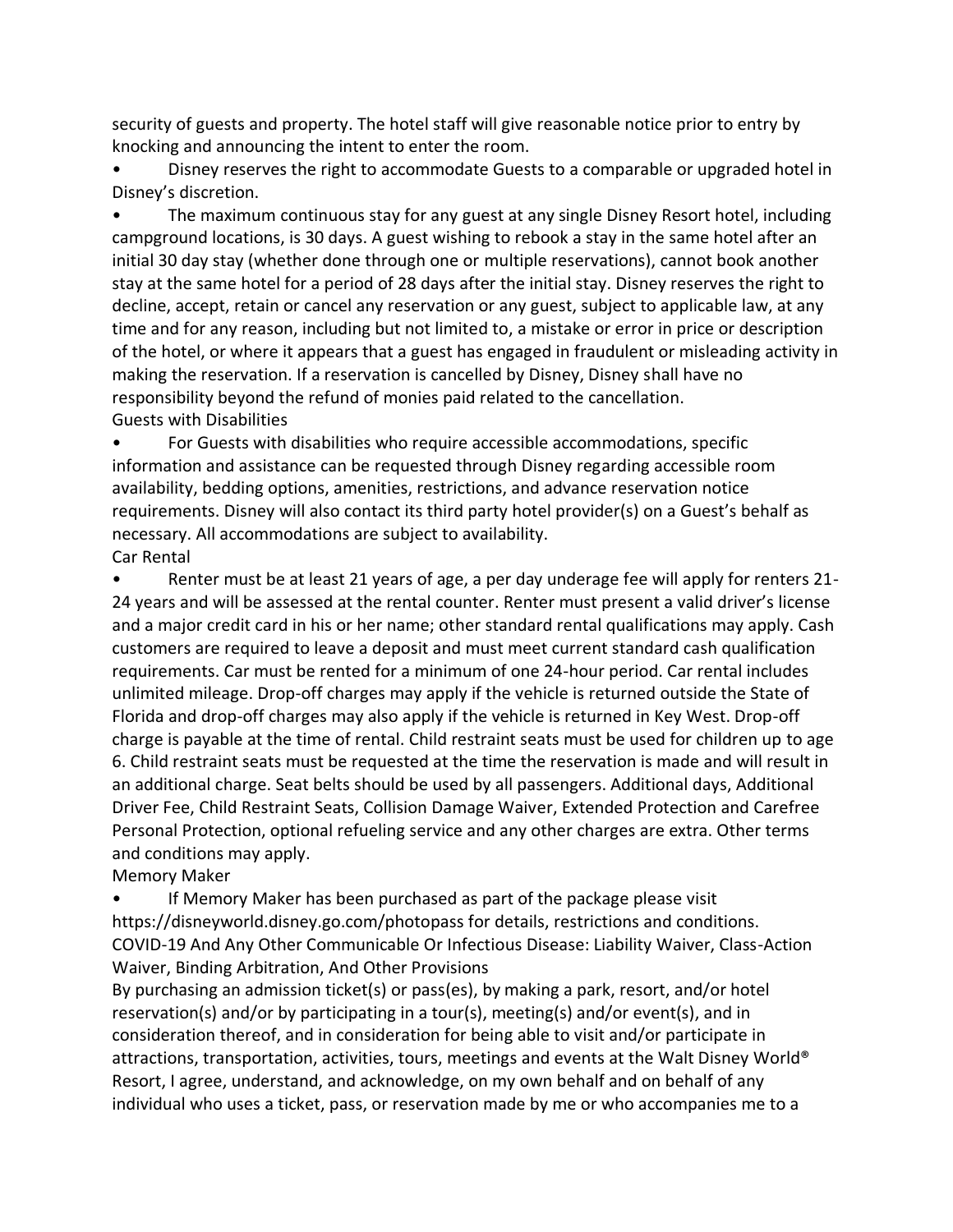security of guests and property. The hotel staff will give reasonable notice prior to entry by knocking and announcing the intent to enter the room.

- Disney reserves the right to accommodate Guests to a comparable or upgraded hotel in Disney's discretion.
- The maximum continuous stay for any guest at any single Disney Resort hotel, including campground locations, is 30 days. A guest wishing to rebook a stay in the same hotel after an initial 30 day stay (whether done through one or multiple reservations), cannot book another stay at the same hotel for a period of 28 days after the initial stay. Disney reserves the right to decline, accept, retain or cancel any reservation or any guest, subject to applicable law, at any time and for any reason, including but not limited to, a mistake or error in price or description of the hotel, or where it appears that a guest has engaged in fraudulent or misleading activity in making the reservation. If a reservation is cancelled by Disney, Disney shall have no responsibility beyond the refund of monies paid related to the cancellation.

Guests with Disabilities

- For Guests with disabilities who require accessible accommodations, specific information and assistance can be requested through Disney regarding accessible room availability, bedding options, amenities, restrictions, and advance reservation notice requirements. Disney will also contact its third party hotel provider(s) on a Guest's behalf as necessary. All accommodations are subject to availability.

Car Rental

- Renter must be at least 21 years of age, a per day underage fee will apply for renters 21-24 years and will be assessed at the rental counter. Renter must present a valid driver's license and a major credit card in his or her name; other standard rental qualifications may apply. Cash customers are required to leave a deposit and must meet current standard cash qualification requirements. Car must be rented for a minimum of one 24-hour period. Car rental includes unlimited mileage. Drop-off charges may apply if the vehicle is returned outside the State of Florida and drop-off charges may also apply if the vehicle is returned in Key West. Drop-off charge is payable at the time of rental. Child restraint seats must be used for children up to age 6. Child restraint seats must be requested at the time the reservation is made and will result in an additional charge. Seat belts should be used by all passengers. Additional days, Additional Driver Fee, Child Restraint Seats, Collision Damage Waiver, Extended Protection and Carefree Personal Protection, optional refueling service and any other charges are extra. Other terms and conditions may apply.

Memory Maker

- If Memory Maker has been purchased as part of the package please visit https://disneyworld.disney.go.com/photopass for details, restrictions and conditions.

COVID-19 And Any Other Communicable Or Infectious Disease: Liability Waiver, Class-Action Waiver, Binding Arbitration, And Other Provisions

By purchasing an admission ticket(s) or pass(es), by making a park, resort, and/or hotel reservation(s) and/or by participating in a tour(s), meeting(s) and/or event(s), and in consideration thereof, and in consideration for being able to visit and/or participate in attractions, transportation, activities, tours, meetings and events at the Walt Disney World® Resort, I agree, understand, and acknowledge, on my own behalf and on behalf of any individual who uses a ticket, pass, or reservation made by me or who accompanies me to a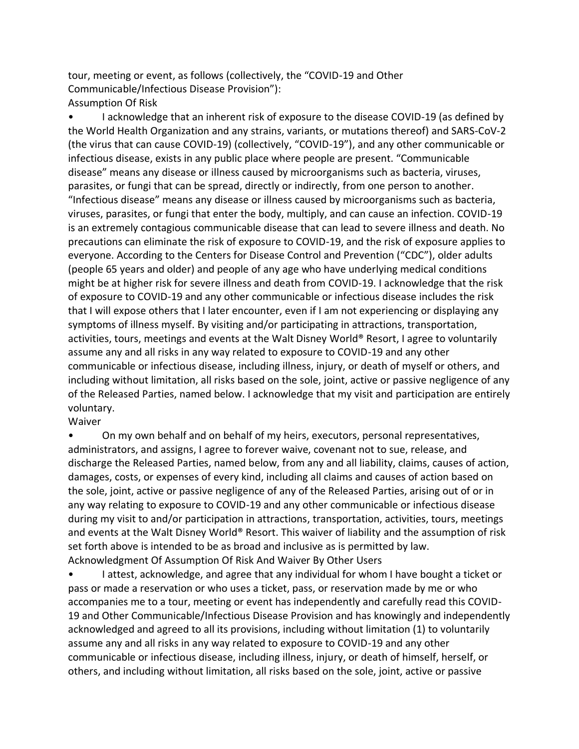tour, meeting or event, as follows (collectively, the "COVID-19 and Other Communicable/Infectious Disease Provision"):

Assumption Of Risk

- I acknowledge that an inherent risk of exposure to the disease COVID-19 (as defined by the World Health Organization and any strains, variants, or mutations thereof) and SARS-CoV-2 (the virus that can cause COVID-19) (collectively, "COVID-19"), and any other communicable or infectious disease, exists in any public place where people are present. "Communicable disease" means any disease or illness caused by microorganisms such as bacteria, viruses, parasites, or fungi that can be spread, directly or indirectly, from one person to another. "Infectious disease" means any disease or illness caused by microorganisms such as bacteria, viruses, parasites, or fungi that enter the body, multiply, and can cause an infection. COVID-19 is an extremely contagious communicable disease that can lead to severe illness and death. No precautions can eliminate the risk of exposure to COVID-19, and the risk of exposure applies to everyone. According to the Centers for Disease Control and Prevention ("CDC"), older adults (people 65 years and older) and people of any age who have underlying medical conditions might be at higher risk for severe illness and death from COVID-19. I acknowledge that the risk of exposure to COVID-19 and any other communicable or infectious disease includes the risk that I will expose others that I later encounter, even if I am not experiencing or displaying any symptoms of illness myself. By visiting and/or participating in attractions, transportation, activities, tours, meetings and events at the Walt Disney World® Resort, I agree to voluntarily assume any and all risks in any way related to exposure to COVID-19 and any other communicable or infectious disease, including illness, injury, or death of myself or others, and including without limitation, all risks based on the sole, joint, active or passive negligence of any of the Released Parties, named below. I acknowledge that my visit and participation are entirely voluntary.

Waiver

- On my own behalf and on behalf of my heirs, executors, personal representatives, administrators, and assigns, I agree to forever waive, covenant not to sue, release, and discharge the Released Parties, named below, from any and all liability, claims, causes of action, damages, costs, or expenses of every kind, including all claims and causes of action based on the sole, joint, active or passive negligence of any of the Released Parties, arising out of or in any way relating to exposure to COVID-19 and any other communicable or infectious disease during my visit to and/or participation in attractions, transportation, activities, tours, meetings and events at the Walt Disney World® Resort. This waiver of liability and the assumption of risk set forth above is intended to be as broad and inclusive as is permitted by law.

Acknowledgment Of Assumption Of Risk And Waiver By Other Users

- I attest, acknowledge, and agree that any individual for whom I have bought a ticket or pass or made a reservation or who uses a ticket, pass, or reservation made by me or who accompanies me to a tour, meeting or event has independently and carefully read this COVID-19 and Other Communicable/Infectious Disease Provision and has knowingly and independently acknowledged and agreed to all its provisions, including without limitation (1) to voluntarily assume any and all risks in any way related to exposure to COVID-19 and any other communicable or infectious disease, including illness, injury, or death of himself, herself, or others, and including without limitation, all risks based on the sole, joint, active or passive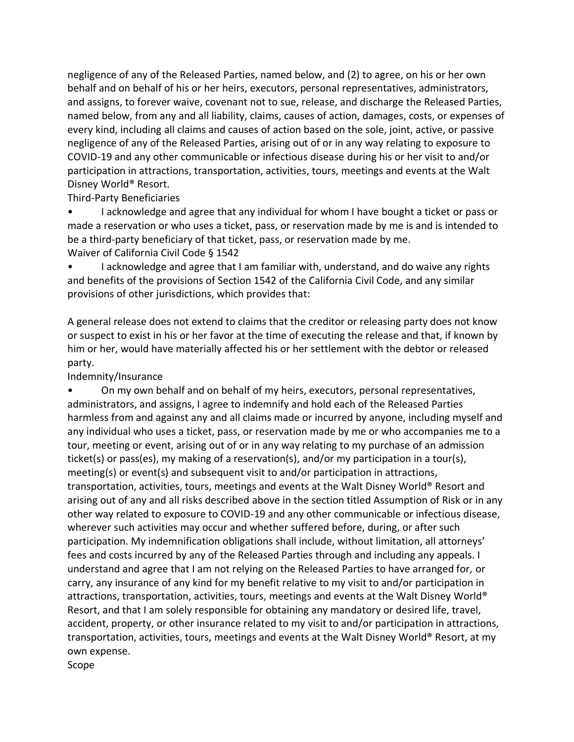negligence of any of the Released Parties, named below, and (2) to agree, on his or her own behalf and on behalf of his or her heirs, executors, personal representatives, administrators, and assigns, to forever waive, covenant not to sue, release, and discharge the Released Parties, named below, from any and all liability, claims, causes of action, damages, costs, or expenses of every kind, including all claims and causes of action based on the sole, joint, active, or passive negligence of any of the Released Parties, arising out of or in any way relating to exposure to COVID-19 and any other communicable or infectious disease during his or her visit to and/or participation in attractions, transportation, activities, tours, meetings and events at the Walt Disney World® Resort.

Third-Party Beneficiaries

- I acknowledge and agree that any individual for whom I have bought a ticket or pass or made a reservation or who uses a ticket, pass, or reservation made by me is and is intended to be a third-party beneficiary of that ticket, pass, or reservation made by me.

Waiver of California Civil Code § 1542

- I acknowledge and agree that I am familiar with, understand, and do waive any rights and benefits of the provisions of Section 1542 of the California Civil Code, and any similar provisions of other jurisdictions, which provides that:

A general release does not extend to claims that the creditor or releasing party does not know or suspect to exist in his or her favor at the time of executing the release and that, if known by him or her, would have materially affected his or her settlement with the debtor or released party.

Indemnity/Insurance

- On my own behalf and on behalf of my heirs, executors, personal representatives, administrators, and assigns, I agree to indemnify and hold each of the Released Parties harmless from and against any and all claims made or incurred by anyone, including myself and any individual who uses a ticket, pass, or reservation made by me or who accompanies me to a tour, meeting or event, arising out of or in any way relating to my purchase of an admission ticket(s) or pass(es), my making of a reservation(s), and/or my participation in a tour(s), meeting(s) or event(s) and subsequent visit to and/or participation in attractions, transportation, activities, tours, meetings and events at the Walt Disney World® Resort and arising out of any and all risks described above in the section titled Assumption of Risk or in any other way related to exposure to COVID-19 and any other communicable or infectious disease, wherever such activities may occur and whether suffered before, during, or after such participation. My indemnification obligations shall include, without limitation, all attorneys' fees and costs incurred by any of the Released Parties through and including any appeals. I understand and agree that I am not relying on the Released Parties to have arranged for, or carry, any insurance of any kind for my benefit relative to my visit to and/or participation in attractions, transportation, activities, tours, meetings and events at the Walt Disney World® Resort, and that I am solely responsible for obtaining any mandatory or desired life, travel, accident, property, or other insurance related to my visit to and/or participation in attractions, transportation, activities, tours, meetings and events at the Walt Disney World® Resort, at my own expense.

Scope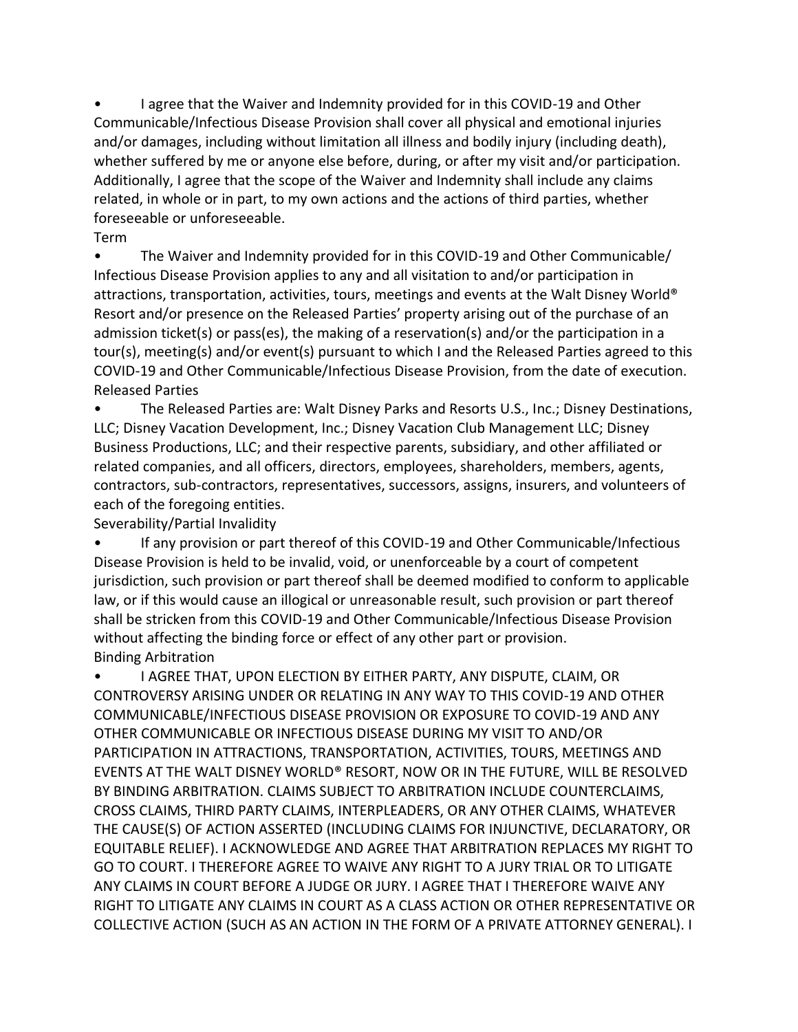- I agree that the Waiver and Indemnity provided for in this COVID-19 and Other Communicable/Infectious Disease Provision shall cover all physical and emotional injuries and/or damages, including without limitation all illness and bodily injury (including death), whether suffered by me or anyone else before, during, or after my visit and/or participation. Additionally, I agree that the scope of the Waiver and Indemnity shall include any claims related, in whole or in part, to my own actions and the actions of third parties, whether foreseeable or unforeseeable.

Term

- The Waiver and Indemnity provided for in this COVID-19 and Other Communicable/ Infectious Disease Provision applies to any and all visitation to and/or participation in attractions, transportation, activities, tours, meetings and events at the Walt Disney World® Resort and/or presence on the Released Parties' property arising out of the purchase of an admission ticket(s) or pass(es), the making of a reservation(s) and/or the participation in a tour(s), meeting(s) and/or event(s) pursuant to which I and the Released Parties agreed to this COVID-19 and Other Communicable/Infectious Disease Provision, from the date of execution.

Released Parties

- The Released Parties are: Walt Disney Parks and Resorts U.S., Inc.; Disney Destinations, LLC; Disney Vacation Development, Inc.; Disney Vacation Club Management LLC; Disney Business Productions, LLC; and their respective parents, subsidiary, and other affiliated or related companies, and all officers, directors, employees, shareholders, members, agents, contractors, sub-contractors, representatives, successors, assigns, insurers, and volunteers of each of the foregoing entities.

Severability/Partial Invalidity

- If any provision or part thereof of this COVID-19 and Other Communicable/Infectious Disease Provision is held to be invalid, void, or unenforceable by a court of competent jurisdiction, such provision or part thereof shall be deemed modified to conform to applicable law, or if this would cause an illogical or unreasonable result, such provision or part thereof shall be stricken from this COVID-19 and Other Communicable/Infectious Disease Provision without affecting the binding force or effect of any other part or provision.

Binding Arbitration

- I AGREE THAT, UPON ELECTION BY EITHER PARTY, ANY DISPUTE, CLAIM, OR CONTROVERSY ARISING UNDER OR RELATING IN ANY WAY TO THIS COVID-19 AND OTHER COMMUNICABLE/INFECTIOUS DISEASE PROVISION OR EXPOSURE TO COVID-19 AND ANY OTHER COMMUNICABLE OR INFECTIOUS DISEASE DURING MY VISIT TO AND/OR PARTICIPATION IN ATTRACTIONS, TRANSPORTATION, ACTIVITIES, TOURS, MEETINGS AND EVENTS AT THE WALT DISNEY WORLD® RESORT, NOW OR IN THE FUTURE, WILL BE RESOLVED BY BINDING ARBITRATION. CLAIMS SUBJECT TO ARBITRATION INCLUDE COUNTERCLAIMS, CROSS CLAIMS, THIRD PARTY CLAIMS, INTERPLEADERS, OR ANY OTHER CLAIMS, WHATEVER THE CAUSE(S) OF ACTION ASSERTED (INCLUDING CLAIMS FOR INJUNCTIVE, DECLARATORY, OR EQUITABLE RELIEF). I ACKNOWLEDGE AND AGREE THAT ARBITRATION REPLACES MY RIGHT TO GO TO COURT. I THEREFORE AGREE TO WAIVE ANY RIGHT TO A JURY TRIAL OR TO LITIGATE ANY CLAIMS IN COURT BEFORE A JUDGE OR JURY. I AGREE THAT I THEREFORE WAIVE ANY RIGHT TO LITIGATE ANY CLAIMS IN COURT AS A CLASS ACTION OR OTHER REPRESENTATIVE OR COLLECTIVE ACTION (SUCH AS AN ACTION IN THE FORM OF A PRIVATE ATTORNEY GENERAL). I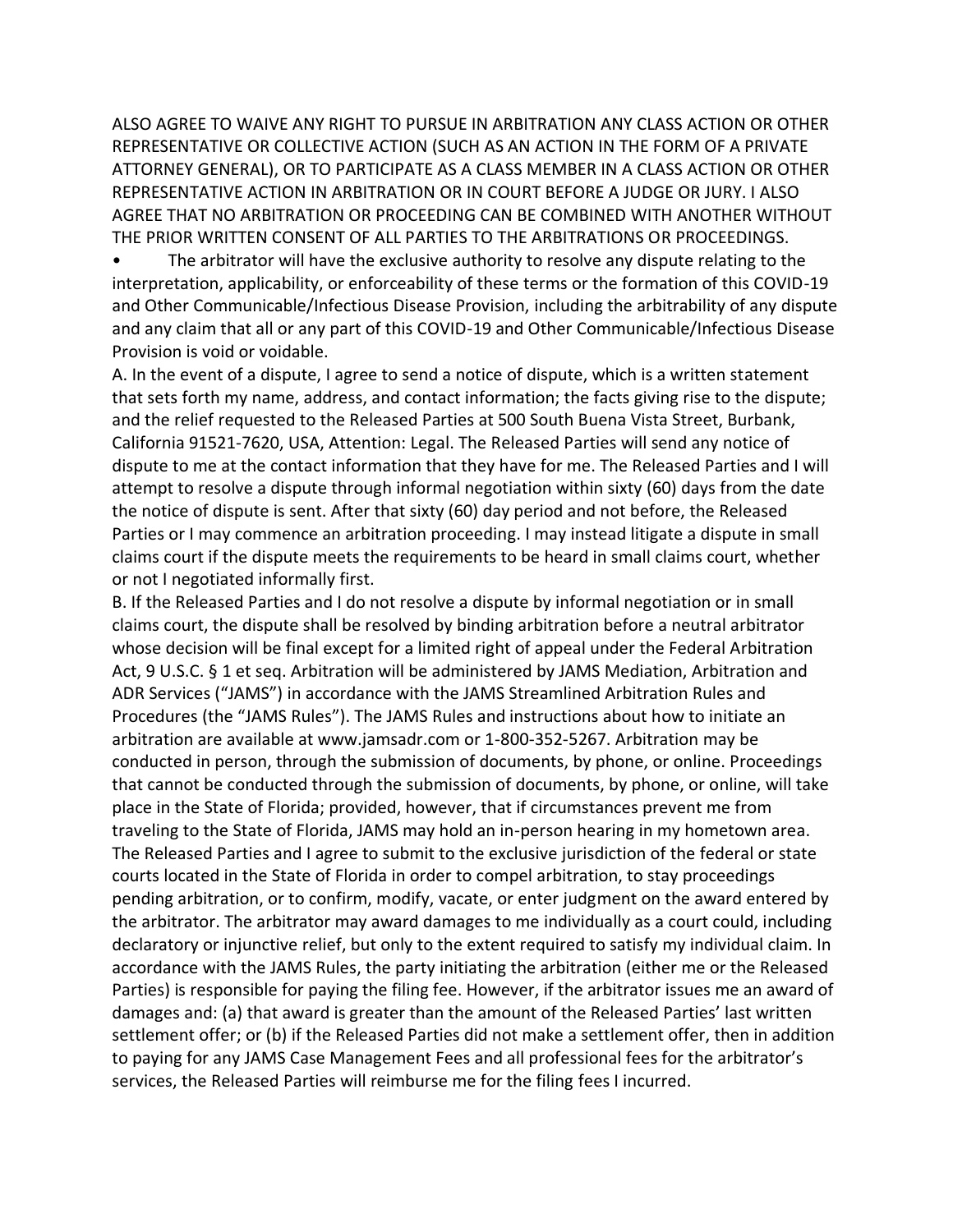ALSO AGREE TO WAIVE ANY RIGHT TO PURSUE IN ARBITRATION ANY CLASS ACTION OR OTHER REPRESENTATIVE OR COLLECTIVE ACTION (SUCH AS AN ACTION IN THE FORM OF A PRIVATE ATTORNEY GENERAL), OR TO PARTICIPATE AS A CLASS MEMBER IN A CLASS ACTION OR OTHER REPRESENTATIVE ACTION IN ARBITRATION OR IN COURT BEFORE A JUDGE OR JURY. I ALSO AGREE THAT NO ARBITRATION OR PROCEEDING CAN BE COMBINED WITH ANOTHER WITHOUT THE PRIOR WRITTEN CONSENT OF ALL PARTIES TO THE ARBITRATIONS OR PROCEEDINGS.

- The arbitrator will have the exclusive authority to resolve any dispute relating to the interpretation, applicability, or enforceability of these terms or the formation of this COVID-19 and Other Communicable/Infectious Disease Provision, including the arbitrability of any dispute and any claim that all or any part of this COVID-19 and Other Communicable/Infectious Disease Provision is void or voidable.

A. In the event of a dispute, I agree to send a notice of dispute, which is a written statement that sets forth my name, address, and contact information; the facts giving rise to the dispute; and the relief requested to the Released Parties at 500 South Buena Vista Street, Burbank, California 91521-7620, USA, Attention: Legal. The Released Parties will send any notice of dispute to me at the contact information that they have for me. The Released Parties and I will attempt to resolve a dispute through informal negotiation within sixty (60) days from the date the notice of dispute is sent. After that sixty (60) day period and not before, the Released Parties or I may commence an arbitration proceeding. I may instead litigate a dispute in small claims court if the dispute meets the requirements to be heard in small claims court, whether or not I negotiated informally first.

B. If the Released Parties and I do not resolve a dispute by informal negotiation or in small claims court, the dispute shall be resolved by binding arbitration before a neutral arbitrator whose decision will be final except for a limited right of appeal under the Federal Arbitration Act, 9 U.S.C. § 1 et seq. Arbitration will be administered by JAMS Mediation, Arbitration and ADR Services ("JAMS") in accordance with the JAMS Streamlined Arbitration Rules and Procedures (the "JAMS Rules"). The JAMS Rules and instructions about how to initiate an arbitration are available at www.jamsadr.com or 1-800-352-5267. Arbitration may be conducted in person, through the submission of documents, by phone, or online. Proceedings that cannot be conducted through the submission of documents, by phone, or online, will take place in the State of Florida; provided, however, that if circumstances prevent me from traveling to the State of Florida, JAMS may hold an in-person hearing in my hometown area. The Released Parties and I agree to submit to the exclusive jurisdiction of the federal or state courts located in the State of Florida in order to compel arbitration, to stay proceedings pending arbitration, or to confirm, modify, vacate, or enter judgment on the award entered by the arbitrator. The arbitrator may award damages to me individually as a court could, including declaratory or injunctive relief, but only to the extent required to satisfy my individual claim. In accordance with the JAMS Rules, the party initiating the arbitration (either me or the Released Parties) is responsible for paying the filing fee. However, if the arbitrator issues me an award of damages and: (a) that award is greater than the amount of the Released Parties' last written settlement offer; or (b) if the Released Parties did not make a settlement offer, then in addition to paying for any JAMS Case Management Fees and all professional fees for the arbitrator's services, the Released Parties will reimburse me for the filing fees I incurred.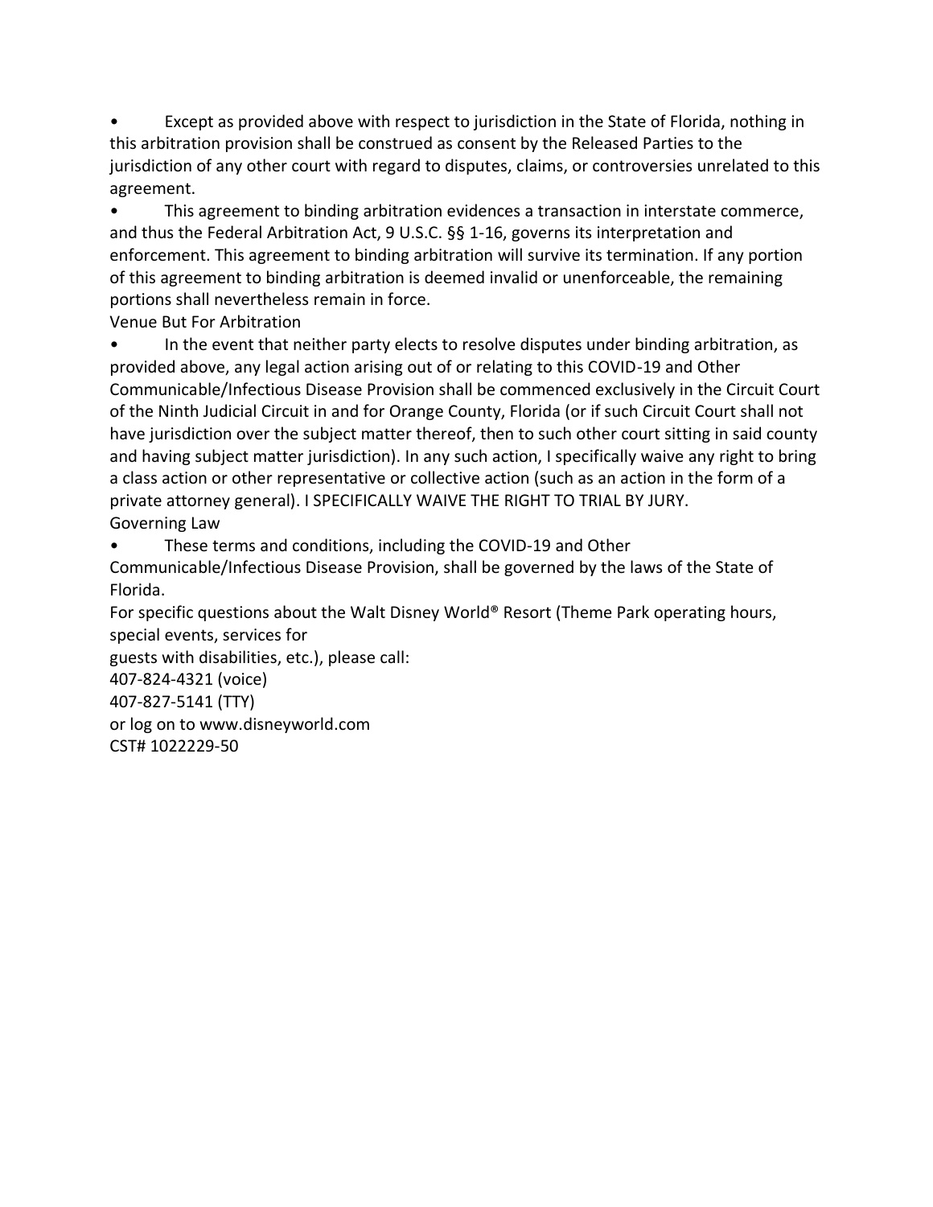- Except as provided above with respect to jurisdiction in the State of Florida, nothing in this arbitration provision shall be construed as consent by the Released Parties to the jurisdiction of any other court with regard to disputes, claims, or controversies unrelated to this agreement.
- This agreement to binding arbitration evidences a transaction in interstate commerce, and thus the Federal Arbitration Act, 9 U.S.C. §§ 1-16, governs its interpretation and enforcement. This agreement to binding arbitration will survive its termination. If any portion of this agreement to binding arbitration is deemed invalid or unenforceable, the remaining portions shall nevertheless remain in force.

Venue But For Arbitration

- In the event that neither party elects to resolve disputes under binding arbitration, as provided above, any legal action arising out of or relating to this COVID-19 and Other Communicable/Infectious Disease Provision shall be commenced exclusively in the Circuit Court of the Ninth Judicial Circuit in and for Orange County, Florida (or if such Circuit Court shall not have jurisdiction over the subject matter thereof, then to such other court sitting in said county and having subject matter jurisdiction). In any such action, I specifically waive any right to bring a class action or other representative or collective action (such as an action in the form of a private attorney general). I SPECIFICALLY WAIVE THE RIGHT TO TRIAL BY JURY.

Governing Law

- These terms and conditions, including the COVID-19 and Other Communicable/Infectious Disease Provision, shall be governed by the laws of the State of Florida.

For specific questions about the Walt Disney World® Resort (Theme Park operating hours, special events, services for
guests with disabilities, etc.), please call:
407-824-4321 (voice)
407-827-5141 (TTY)
or log on to www.disneyworld.com
CST# 1022229-50